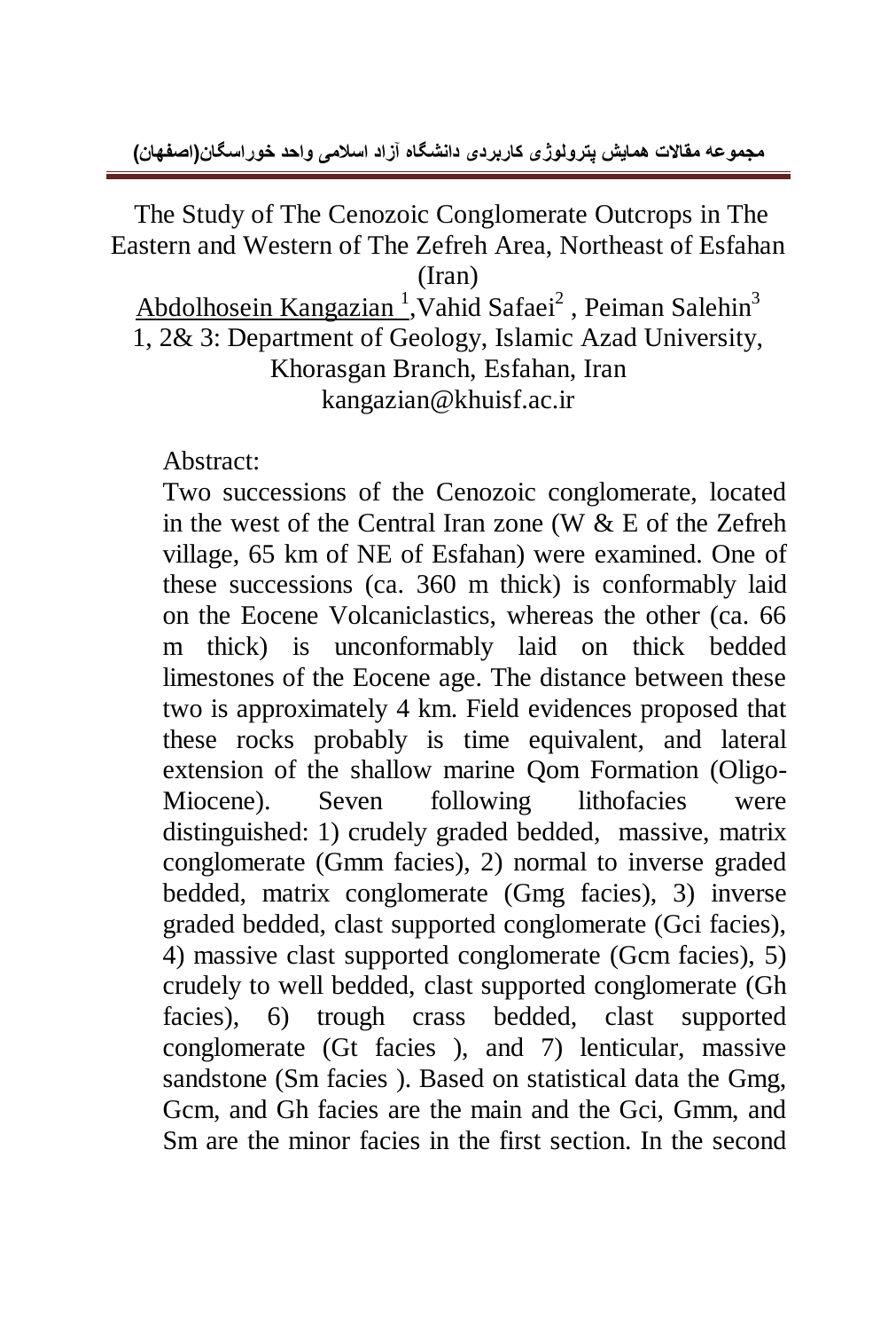# The Study of The Cenozoic Conglomerate Outcrops in The Eastern and Western of The Zefreh Area, Northeast of Esfahan (Iran)

Abdolhosein Kangazian [1], Vahid Safaei[2], Peiman Salehin[3]

1, 2& 3: Department of Geology, Islamic Azad University, Khorasgan Branch, Esfahan, Iran

kangazian@khuisf.ac.ir

Abstract:

Two successions of the Cenozoic conglomerate, located in the west of the Central Iran zone (W & E of the Zefreh village, 65 km of NE of Esfahan) were examined. One of these successions (ca. 360 m thick) is conformably laid on the Eocene Volcaniclastics, whereas the other (ca. 66 m thick) is unconformably laid on thick bedded limestones of the Eocene age. The distance between these two is approximately 4 km. Field evidences proposed that these rocks probably is time equivalent, and lateral extension of the shallow marine Qom Formation (Oligo-Miocene). Seven following lithofacies were distinguished: 1) crudely graded bedded, massive, matrix conglomerate (Gmm facies), 2) normal to inverse graded bedded, matrix conglomerate (Gmg facies), 3) inverse graded bedded, clast supported conglomerate (Gci facies), 4) massive clast supported conglomerate (Gcm facies), 5) crudely to well bedded, clast supported conglomerate (Gh facies), 6) trough crass bedded, clast supported conglomerate (Gt facies ), and 7) lenticular, massive sandstone (Sm facies ). Based on statistical data the Gmg, Gcm, and Gh facies are the main and the Gci, Gmm, and Sm are the minor facies in the first section. In the second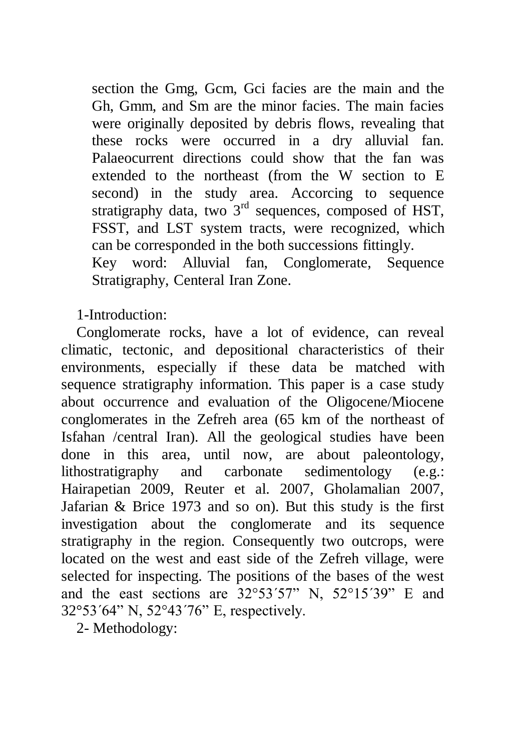section the Gmg, Gcm, Gci facies are the main and the Gh, Gmm, and Sm are the minor facies. The main facies were originally deposited by debris flows, revealing that these rocks were occurred in a dry alluvial fan. Palaeocurrent directions could show that the fan was extended to the northeast (from the W section to E second) in the study area. Accorcing to sequence stratigraphy data, two 3rd sequences, composed of HST, FSST, and LST system tracts, were recognized, which can be corresponded in the both successions fittingly.

Key word: Alluvial fan, Conglomerate, Sequence Stratigraphy, Centeral Iran Zone.

## 1-Introduction:

Conglomerate rocks, have a lot of evidence, can reveal climatic, tectonic, and depositional characteristics of their environments, especially if these data be matched with sequence stratigraphy information. This paper is a case study about occurrence and evaluation of the Oligocene/Miocene conglomerates in the Zefreh area (65 km of the northeast of Isfahan /central Iran). All the geological studies have been done in this area, until now, are about paleontology, lithostratigraphy and carbonate sedimentology (e.g.: Hairapetian 2009, Reuter et al. 2007, Gholamalian 2007, Jafarian & Brice 1973 and so on). But this study is the first investigation about the conglomerate and its sequence stratigraphy in the region. Consequently two outcrops, were located on the west and east side of the Zefreh village, were selected for inspecting. The positions of the bases of the west and the east sections are 32°53´57" N, 52°15´39" E and 32°53´64" N, 52°43´76" E, respectively.

## 2- Methodology: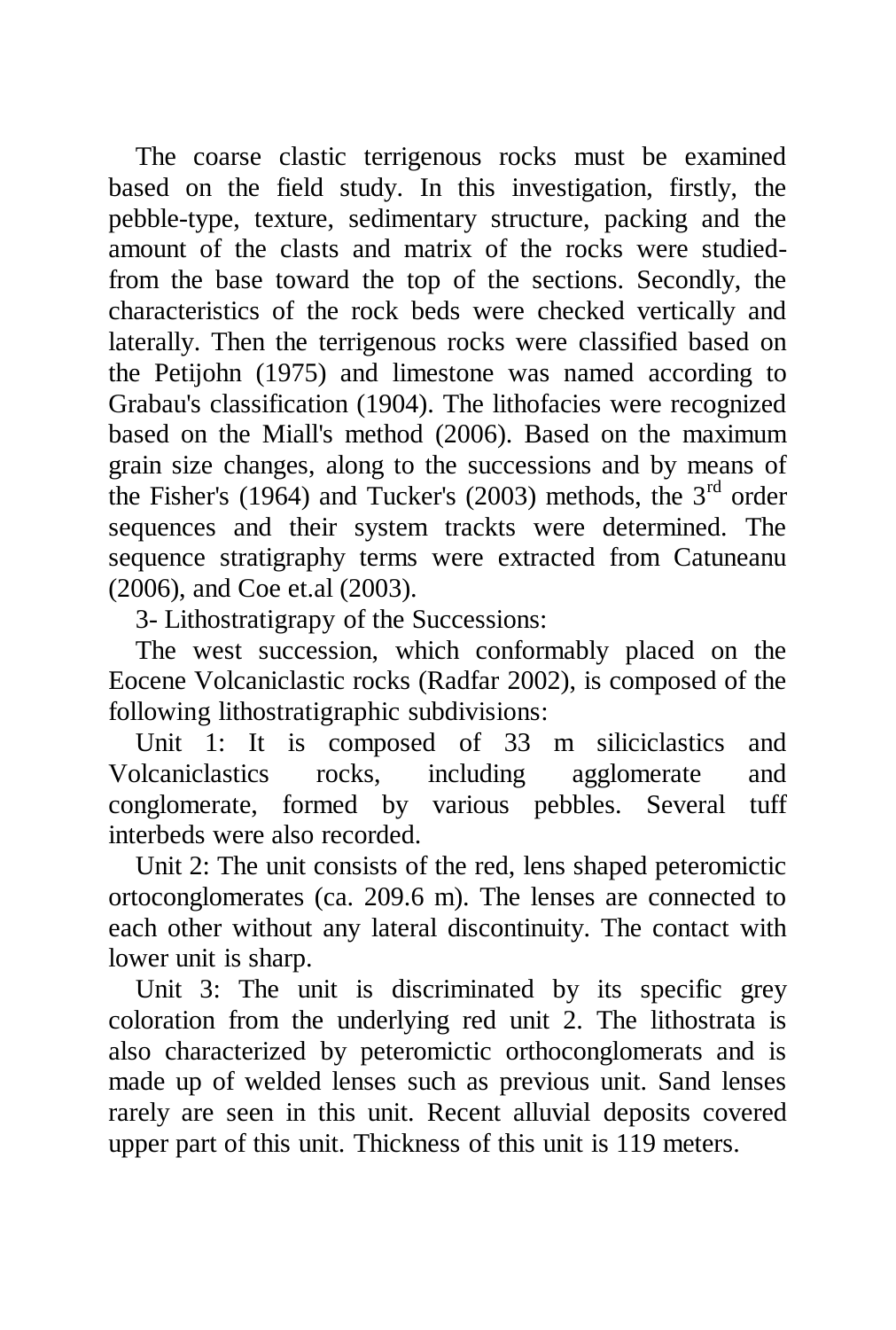The coarse clastic terrigenous rocks must be examined based on the field study. In this investigation, firstly, the pebble-type, texture, sedimentary structure, packing and the amount of the clasts and matrix of the rocks were studied-from the base toward the top of the sections. Secondly, the characteristics of the rock beds were checked vertically and laterally. Then the terrigenous rocks were classified based on the Petijohn (1975) and limestone was named according to Grabau's classification (1904). The lithofacies were recognized based on the Miall's method (2006). Based on the maximum grain size changes, along to the successions and by means of the Fisher's (1964) and Tucker's (2003) methods, the 3rd order sequences and their system trackts were determined. The sequence stratigraphy terms were extracted from Catuneanu (2006), and Coe et.al (2003).

## 3- Lithostratigrapy of the Successions:

The west succession, which conformably placed on the Eocene Volcaniclastic rocks (Radfar 2002), is composed of the following lithostratigraphic subdivisions:

Unit 1: It is composed of 33 m siliciclastics and Volcaniclastics rocks, including agglomerate and conglomerate, formed by various pebbles. Several tuff interbeds were also recorded.

Unit 2: The unit consists of the red, lens shaped peteromictic ortoconglomerates (ca. 209.6 m). The lenses are connected to each other without any lateral discontinuity. The contact with lower unit is sharp.

Unit 3: The unit is discriminated by its specific grey coloration from the underlying red unit 2. The lithostrata is also characterized by peteromictic orthoconglomerats and is made up of welded lenses such as previous unit. Sand lenses rarely are seen in this unit. Recent alluvial deposits covered upper part of this unit. Thickness of this unit is 119 meters.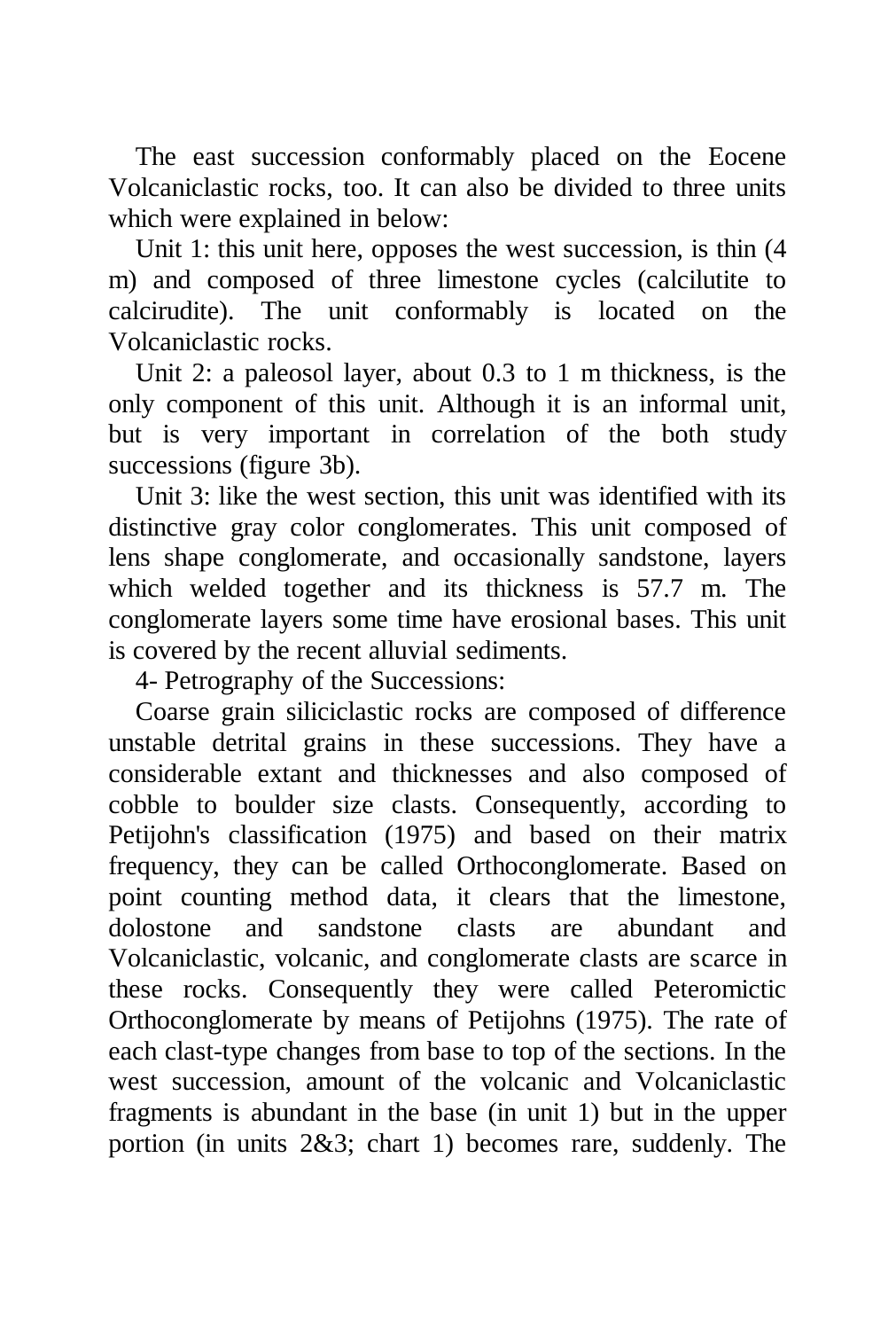The east succession conformably placed on the Eocene Volcaniclastic rocks, too. It can also be divided to three units which were explained in below:

Unit 1: this unit here, opposes the west succession, is thin (4 m) and composed of three limestone cycles (calcilutite to calcirudite). The unit conformably is located on the Volcaniclastic rocks.

Unit 2: a paleosol layer, about 0.3 to 1 m thickness, is the only component of this unit. Although it is an informal unit, but is very important in correlation of the both study successions (figure 3b).

Unit 3: like the west section, this unit was identified with its distinctive gray color conglomerates. This unit composed of lens shape conglomerate, and occasionally sandstone, layers which welded together and its thickness is 57.7 m. The conglomerate layers some time have erosional bases. This unit is covered by the recent alluvial sediments.

## 4- Petrography of the Successions:

Coarse grain siliciclastic rocks are composed of difference unstable detrital grains in these successions. They have a considerable extant and thicknesses and also composed of cobble to boulder size clasts. Consequently, according to Petijohn's classification (1975) and based on their matrix frequency, they can be called Orthoconglomerate. Based on point counting method data, it clears that the limestone, dolostone and sandstone clasts are abundant and Volcaniclastic, volcanic, and conglomerate clasts are scarce in these rocks. Consequently they were called Peteromictic Orthoconglomerate by means of Petijohns (1975). The rate of each clast-type changes from base to top of the sections. In the west succession, amount of the volcanic and Volcaniclastic fragments is abundant in the base (in unit 1) but in the upper portion (in units 2&3; chart 1) becomes rare, suddenly. The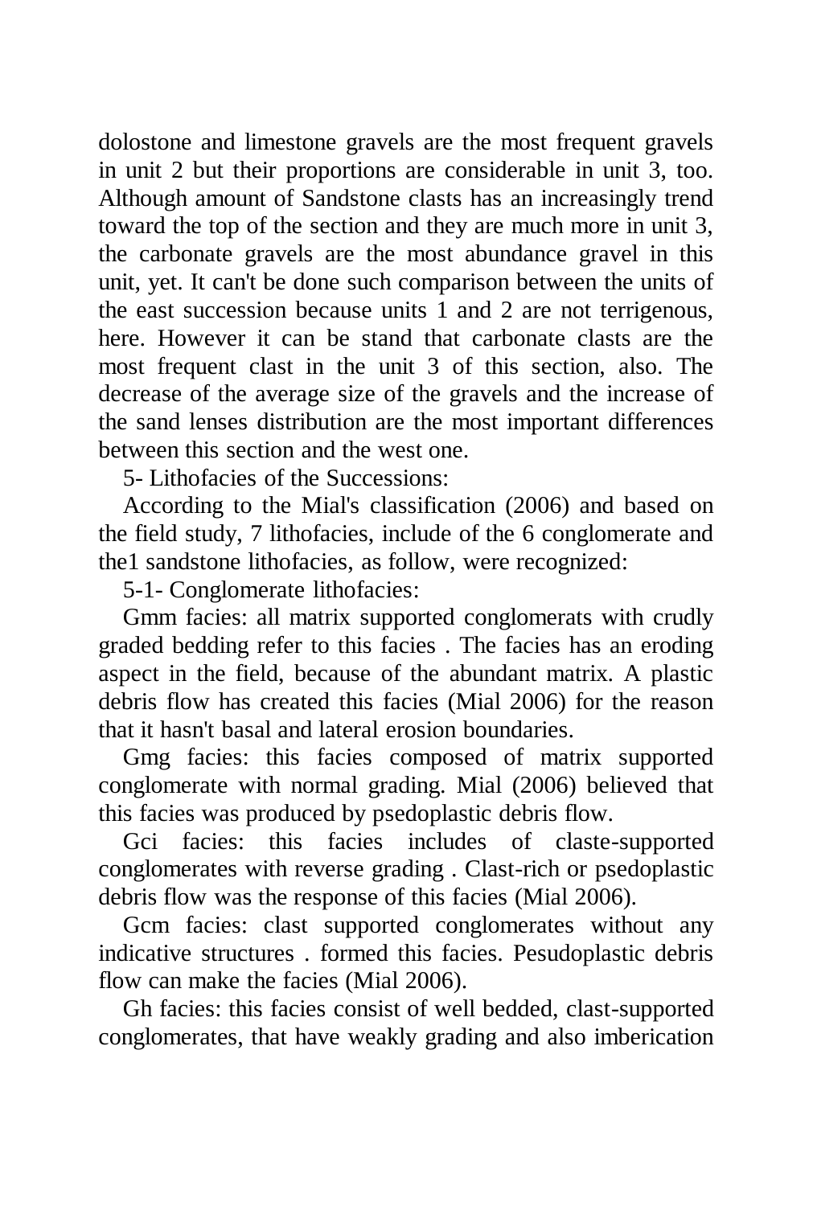dolostone and limestone gravels are the most frequent gravels in unit 2 but their proportions are considerable in unit 3, too. Although amount of Sandstone clasts has an increasingly trend toward the top of the section and they are much more in unit 3, the carbonate gravels are the most abundance gravel in this unit, yet. It can't be done such comparison between the units of the east succession because units 1 and 2 are not terrigenous, here. However it can be stand that carbonate clasts are the most frequent clast in the unit 3 of this section, also. The decrease of the average size of the gravels and the increase of the sand lenses distribution are the most important differences between this section and the west one.

## 5- Lithofacies of the Successions:

According to the Mial's classification (2006) and based on the field study, 7 lithofacies, include of the 6 conglomerate and the1 sandstone lithofacies, as follow, were recognized:

### 5-1- Conglomerate lithofacies:

Gmm facies: all matrix supported conglomerats with crudly graded bedding refer to this facies . The facies has an eroding aspect in the field, because of the abundant matrix. A plastic debris flow has created this facies (Mial 2006) for the reason that it hasn't basal and lateral erosion boundaries.

Gmg facies: this facies composed of matrix supported conglomerate with normal grading. Mial (2006) believed that this facies was produced by psedoplastic debris flow.

Gci facies: this facies includes of claste-supported conglomerates with reverse grading . Clast-rich or psedoplastic debris flow was the response of this facies (Mial 2006).

Gcm facies: clast supported conglomerates without any indicative structures . formed this facies. Pesudoplastic debris flow can make the facies (Mial 2006).

Gh facies: this facies consist of well bedded, clast-supported conglomerates, that have weakly grading and also imberication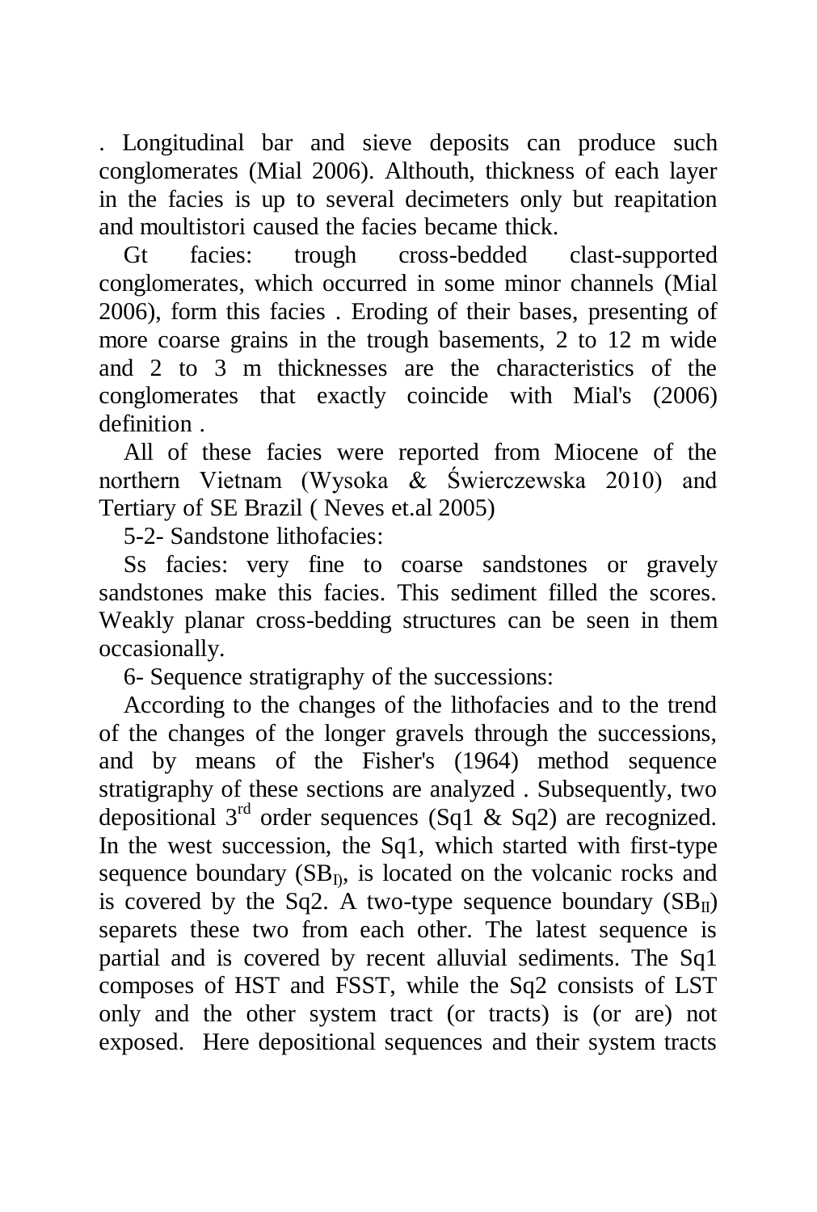. Longitudinal bar and sieve deposits can produce such conglomerates (Mial 2006). Althouth, thickness of each layer in the facies is up to several decimeters only but reapitation and moultistori caused the facies became thick.

Gt facies: trough cross-bedded clast-supported conglomerates, which occurred in some minor channels (Mial 2006), form this facies . Eroding of their bases, presenting of more coarse grains in the trough basements, 2 to 12 m wide and 2 to 3 m thicknesses are the characteristics of the conglomerates that exactly coincide with Mial's (2006) definition .

All of these facies were reported from Miocene of the northern Vietnam (Wysoka & Świerczewska 2010) and Tertiary of SE Brazil ( Neves et.al 2005)

5-2- Sandstone lithofacies:

Ss facies: very fine to coarse sandstones or gravely sandstones make this facies. This sediment filled the scores. Weakly planar cross-bedding structures can be seen in them occasionally.

6- Sequence stratigraphy of the successions:

According to the changes of the lithofacies and to the trend of the changes of the longer gravels through the successions, and by means of the Fisher's (1964) method sequence stratigraphy of these sections are analyzed . Subsequently, two depositional 3rd order sequences (Sq1 & Sq2) are recognized. In the west succession, the Sq1, which started with first-type sequence boundary ($SB_I$), is located on the volcanic rocks and is covered by the Sq2. A two-type sequence boundary ($SB_{II}$) separets these two from each other. The latest sequence is partial and is covered by recent alluvial sediments. The Sq1 composes of HST and FSST, while the Sq2 consists of LST only and the other system tract (or tracts) is (or are) not exposed. Here depositional sequences and their system tracts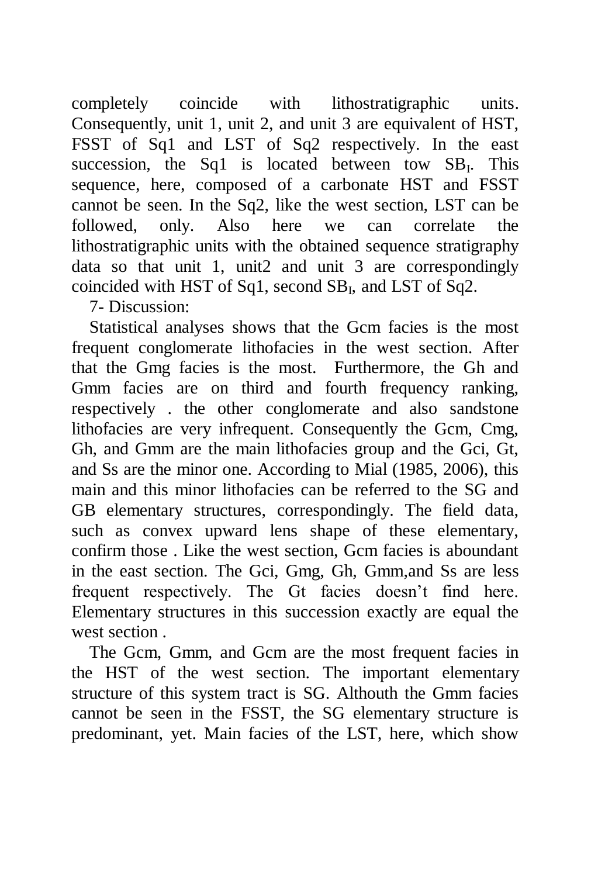completely coincide with lithostratigraphic units. Consequently, unit 1, unit 2, and unit 3 are equivalent of HST, FSST of Sq1 and LST of Sq2 respectively. In the east succession, the Sq1 is located between tow $SB_I$. This sequence, here, composed of a carbonate HST and FSST cannot be seen. In the Sq2, like the west section, LST can be followed, only. Also here we can correlate the lithostratigraphic units with the obtained sequence stratigraphy data so that unit 1, unit2 and unit 3 are correspondingly coincided with HST of Sq1, second $SB_I$, and LST of Sq2.

7- Discussion:

Statistical analyses shows that the Gcm facies is the most frequent conglomerate lithofacies in the west section. After that the Gmg facies is the most. Furthermore, the Gh and Gmm facies are on third and fourth frequency ranking, respectively . the other conglomerate and also sandstone lithofacies are very infrequent. Consequently the Gcm, Cmg, Gh, and Gmm are the main lithofacies group and the Gci, Gt, and Ss are the minor one. According to Mial (1985, 2006), this main and this minor lithofacies can be referred to the SG and GB elementary structures, correspondingly. The field data, such as convex upward lens shape of these elementary, confirm those . Like the west section, Gcm facies is aboundant in the east section. The Gci, Gmg, Gh, Gmm,and Ss are less frequent respectively. The Gt facies doesn't find here. Elementary structures in this succession exactly are equal the west section .

The Gcm, Gmm, and Gcm are the most frequent facies in the HST of the west section. The important elementary structure of this system tract is SG. Althouth the Gmm facies cannot be seen in the FSST, the SG elementary structure is predominant, yet. Main facies of the LST, here, which show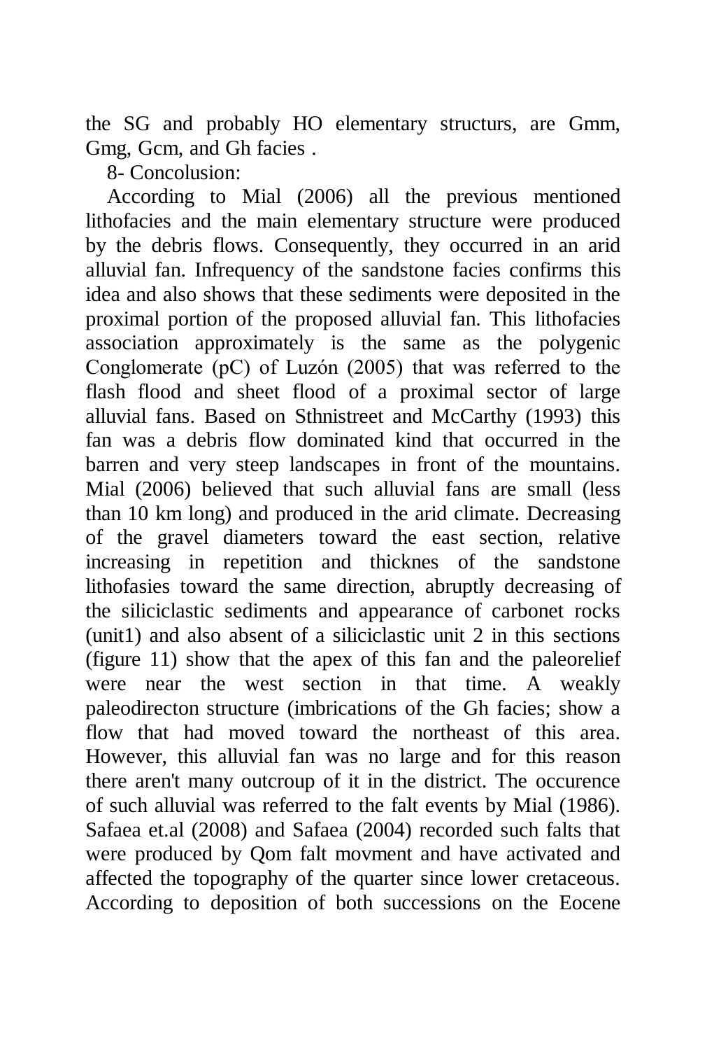the SG and probably HO elementary structurs, are Gmm, Gmg, Gcm, and Gh facies .

## 8- Concolusion:

According to Mial (2006) all the previous mentioned lithofacies and the main elementary structure were produced by the debris flows. Consequently, they occurred in an arid alluvial fan. Infrequency of the sandstone facies confirms this idea and also shows that these sediments were deposited in the proximal portion of the proposed alluvial fan. This lithofacies association approximately is the same as the polygenic Conglomerate (pC) of Luzón (2005) that was referred to the flash flood and sheet flood of a proximal sector of large alluvial fans. Based on Sthnistreet and McCarthy (1993) this fan was a debris flow dominated kind that occurred in the barren and very steep landscapes in front of the mountains. Mial (2006) believed that such alluvial fans are small (less than 10 km long) and produced in the arid climate. Decreasing of the gravel diameters toward the east section, relative increasing in repetition and thicknes of the sandstone lithofasies toward the same direction, abruptly decreasing of the siliciclastic sediments and appearance of carbonet rocks (unit1) and also absent of a siliciclastic unit 2 in this sections (figure 11) show that the apex of this fan and the paleorelief were near the west section in that time. A weakly paleodirecton structure (imbrications of the Gh facies; show a flow that had moved toward the northeast of this area. However, this alluvial fan was no large and for this reason there aren't many outcroup of it in the district. The occurence of such alluvial was referred to the falt events by Mial (1986). Safaea et.al (2008) and Safaea (2004) recorded such falts that were produced by Qom falt movment and have activated and affected the topography of the quarter since lower cretaceous. According to deposition of both successions on the Eocene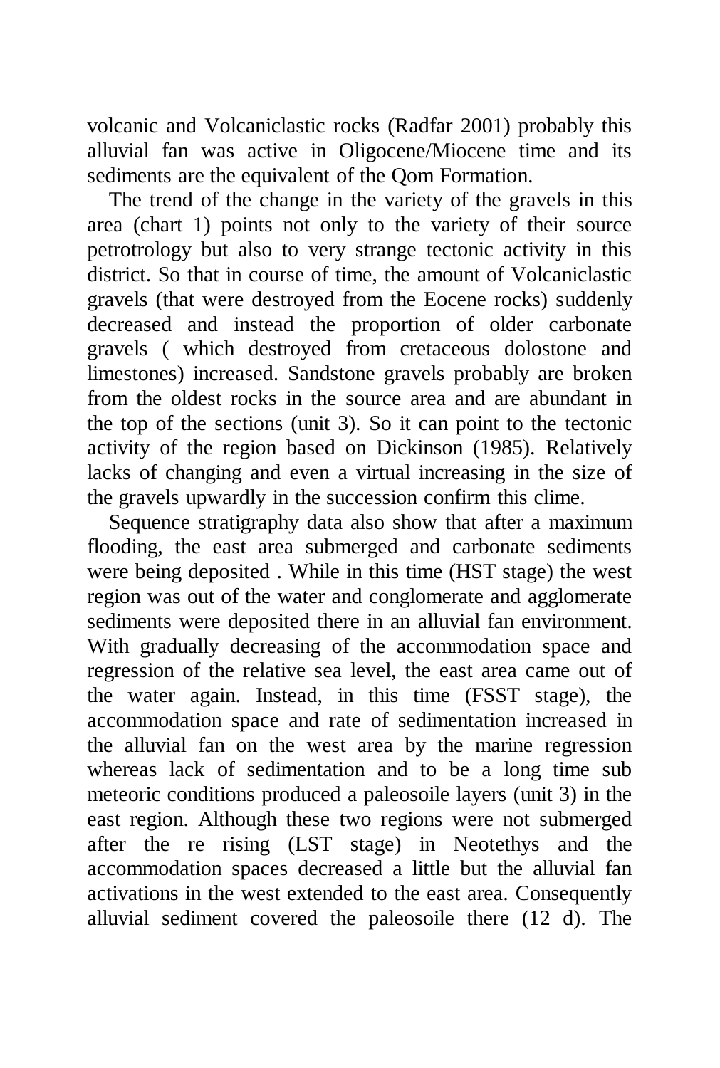volcanic and Volcaniclastic rocks (Radfar 2001) probably this alluvial fan was active in Oligocene/Miocene time and its sediments are the equivalent of the Qom Formation.

The trend of the change in the variety of the gravels in this area (chart 1) points not only to the variety of their source petrotrology but also to very strange tectonic activity in this district. So that in course of time, the amount of Volcaniclastic gravels (that were destroyed from the Eocene rocks) suddenly decreased and instead the proportion of older carbonate gravels ( which destroyed from cretaceous dolostone and limestones) increased. Sandstone gravels probably are broken from the oldest rocks in the source area and are abundant in the top of the sections (unit 3). So it can point to the tectonic activity of the region based on Dickinson (1985). Relatively lacks of changing and even a virtual increasing in the size of the gravels upwardly in the succession confirm this clime.

Sequence stratigraphy data also show that after a maximum flooding, the east area submerged and carbonate sediments were being deposited . While in this time (HST stage) the west region was out of the water and conglomerate and agglomerate sediments were deposited there in an alluvial fan environment. With gradually decreasing of the accommodation space and regression of the relative sea level, the east area came out of the water again. Instead, in this time (FSST stage), the accommodation space and rate of sedimentation increased in the alluvial fan on the west area by the marine regression whereas lack of sedimentation and to be a long time sub meteoric conditions produced a paleosoile layers (unit 3) in the east region. Although these two regions were not submerged after the re rising (LST stage) in Neotethys and the accommodation spaces decreased a little but the alluvial fan activations in the west extended to the east area. Consequently alluvial sediment covered the paleosoile there (12 d). The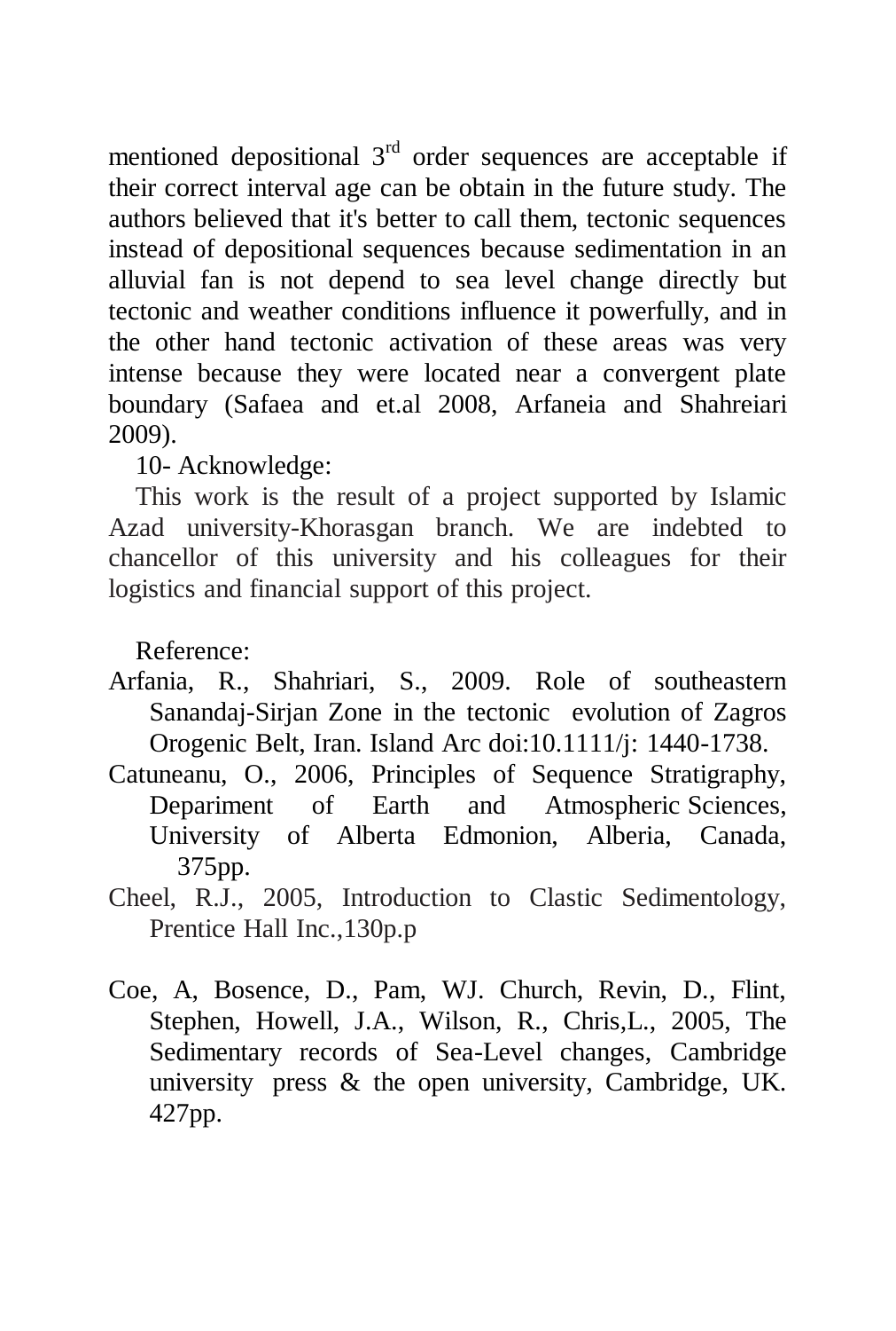mentioned depositional 3rd order sequences are acceptable if their correct interval age can be obtain in the future study. The authors believed that it's better to call them, tectonic sequences instead of depositional sequences because sedimentation in an alluvial fan is not depend to sea level change directly but tectonic and weather conditions influence it powerfully, and in the other hand tectonic activation of these areas was very intense because they were located near a convergent plate boundary (Safaea and et.al 2008, Arfaneia and Shahreiari 2009).

## 10- Acknowledge:

This work is the result of a project supported by Islamic Azad university-Khorasgan branch. We are indebted to chancellor of this university and his colleagues for their logistics and financial support of this project.

## Reference:

Arfania, R., Shahriari, S., 2009. Role of southeastern Sanandaj-Sirjan Zone in the tectonic evolution of Zagros Orogenic Belt, Iran. Island Arc doi:10.1111/j: 1440-1738.

Catuneanu, O., 2006, Principles of Sequence Stratigraphy, Depariment of Earth and Atmospheric Sciences, University of Alberta Edmonion, Alberia, Canada, 375pp.

Cheel, R.J., 2005, Introduction to Clastic Sedimentology, Prentice Hall Inc.,130p.p

Coe, A, Bosence, D., Pam, WJ. Church, Revin, D., Flint, Stephen, Howell, J.A., Wilson, R., Chris,L., 2005, The Sedimentary records of Sea-Level changes, Cambridge university press & the open university, Cambridge, UK. 427pp.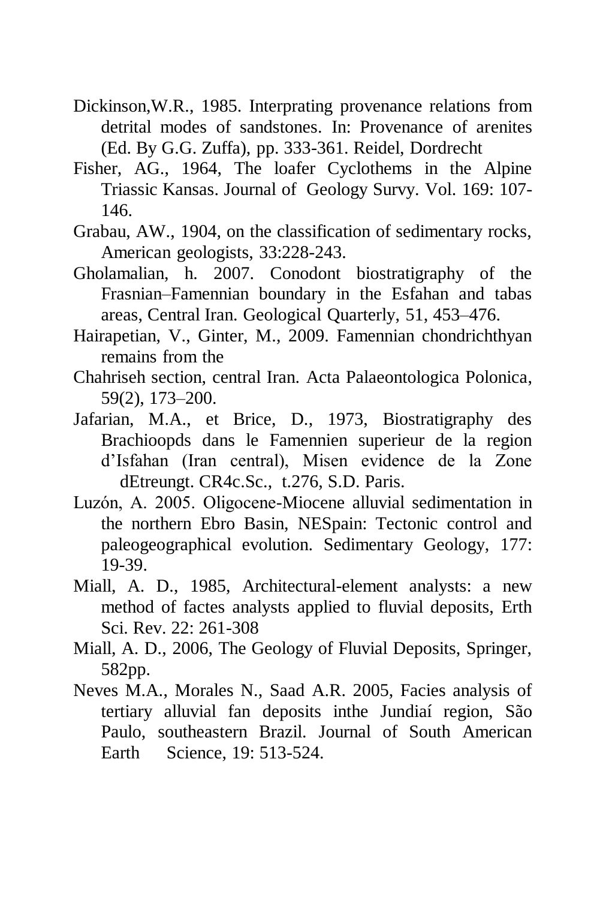Dickinson,W.R., 1985. Interprating provenance relations from detrital modes of sandstones. In: Provenance of arenites (Ed. By G.G. Zuffa), pp. 333-361. Reidel, Dordrecht

Fisher, AG., 1964, The loafer Cyclothems in the Alpine Triassic Kansas. Journal of Geology Survy. Vol. 169: 107-146.

Grabau, AW., 1904, on the classification of sedimentary rocks, American geologists, 33:228-243.

Gholamalian, h. 2007. Conodont biostratigraphy of the Frasnian–Famennian boundary in the Esfahan and tabas areas, Central Iran. Geological Quarterly, 51, 453–476.

Hairapetian, V., Ginter, M., 2009. Famennian chondrichthyan remains from the

Chahriseh section, central Iran. Acta Palaeontologica Polonica, 59(2), 173–200.

Jafarian, M.A., et Brice, D., 1973, Biostratigraphy des Brachioopds dans le Famennien superieur de la region d'Isfahan (Iran central), Misen evidence de la Zone dEtreungt. CR4c.Sc., t.276, S.D. Paris.

Luzón, A. 2005. Oligocene-Miocene alluvial sedimentation in the northern Ebro Basin, NESpain: Tectonic control and paleogeographical evolution. Sedimentary Geology, 177: 19-39.

Miall, A. D., 1985, Architectural-element analysts: a new method of factes analysts applied to fluvial deposits, Erth Sci. Rev. 22: 261-308

Miall, A. D., 2006, The Geology of Fluvial Deposits, Springer, 582pp.

Neves M.A., Morales N., Saad A.R. 2005, Facies analysis of tertiary alluvial fan deposits inthe Jundiaí region, São Paulo, southeastern Brazil. Journal of South American Earth Science, 19: 513-524.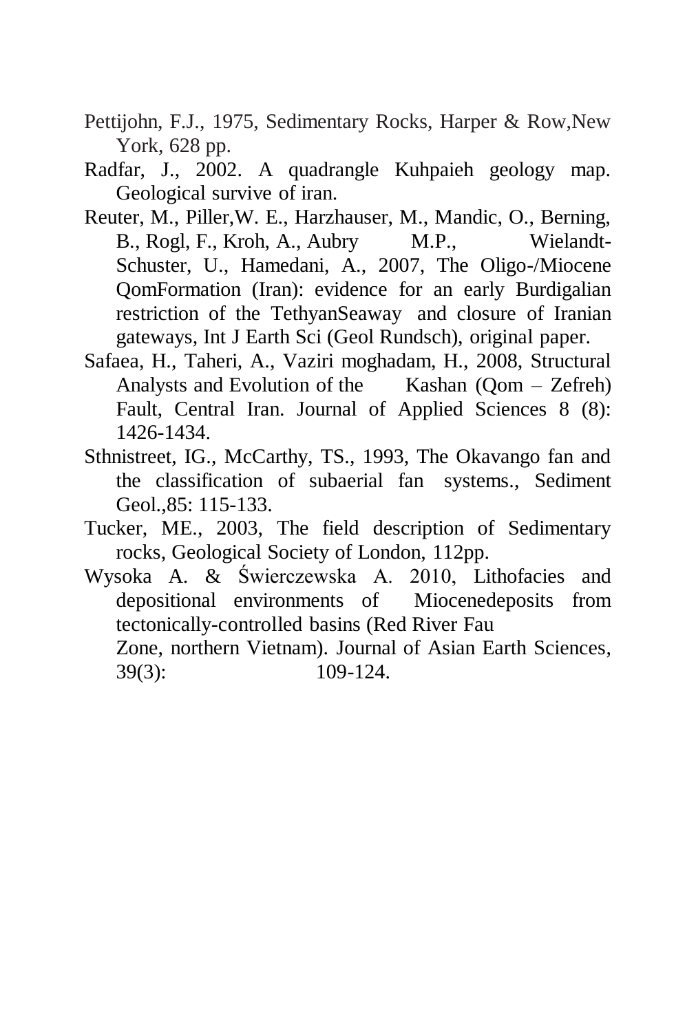Pettijohn, F.J., 1975, Sedimentary Rocks, Harper & Row,New York, 628 pp.

Radfar, J., 2002. A quadrangle Kuhpaieh geology map. Geological survive of iran.

Reuter, M., Piller,W. E., Harzhauser, M., Mandic, O., Berning, B., Rogl, F., Kroh, A., Aubry M.P., Wielandt-Schuster, U., Hamedani, A., 2007, The Oligo-/Miocene QomFormation (Iran): evidence for an early Burdigalian restriction of the TethyanSeaway and closure of Iranian gateways, Int J Earth Sci (Geol Rundsch), original paper.

Safaea, H., Taheri, A., Vaziri moghadam, H., 2008, Structural Analysts and Evolution of the Kashan (Qom – Zefreh) Fault, Central Iran. Journal of Applied Sciences 8 (8): 1426-1434.

Sthnistreet, IG., McCarthy, TS., 1993, The Okavango fan and the classification of subaerial fan systems., Sediment Geol.,85: 115-133.

Tucker, ME., 2003, The field description of Sedimentary rocks, Geological Society of London, 112pp.

Wysoka A. & Świerczewska A. 2010, Lithofacies and depositional environments of Miocenedeposits from tectonically-controlled basins (Red River Fau Zone, northern Vietnam). Journal of Asian Earth Sciences, 39(3): 109-124.